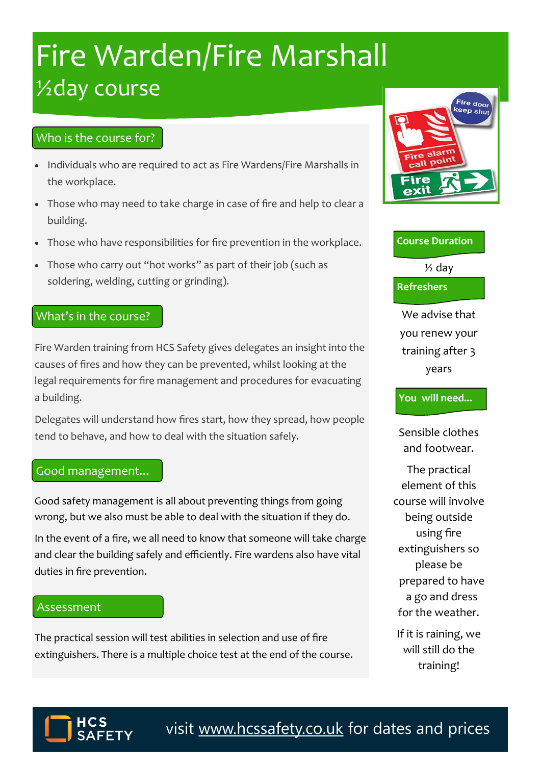# Fire Warden/Fire Marshall

## ½day course

### Who is the course for?

- Individuals who are required to act as Fire Wardens/Fire Marshalls in the workplace.
- Those who may need to take charge in case of fire and help to clear a building.
- Those who have responsibilities for fire prevention in the workplace.
- Those who carry out "hot works" as part of their job (such as soldering, welding, cutting or grinding).

### What's in the course?

Fire Warden training from HCS Safety gives delegates an insight into the causes of fires and how they can be prevented, whilst looking at the legal requirements for fire management and procedures for evacuating a building.

Delegates will understand how fires start, how they spread, how people tend to behave, and how to deal with the situation safely.

### Good management...

Good safety management is all about preventing things from going wrong, but we also must be able to deal with the situation if they do.

In the event of a fire, we all need to know that someone will take charge and clear the building safely and efficiently. Fire wardens also have vital duties in fire prevention.

### Assessment

The practical session will test abilities in selection and use of fire extinguishers. There is a multiple choice test at the end of the course.

### Course Duration

½ day

### Refreshers

We advise that you renew your training after 3 years

### You will need...

Sensible clothes and footwear.

The practical element of this course will involve being outside using fire extinguishers so please be prepared to have a go and dress for the weather.

If it is raining, we will still do the training!

HCS SAFETY

visit www.hcssafety.co.uk for dates and prices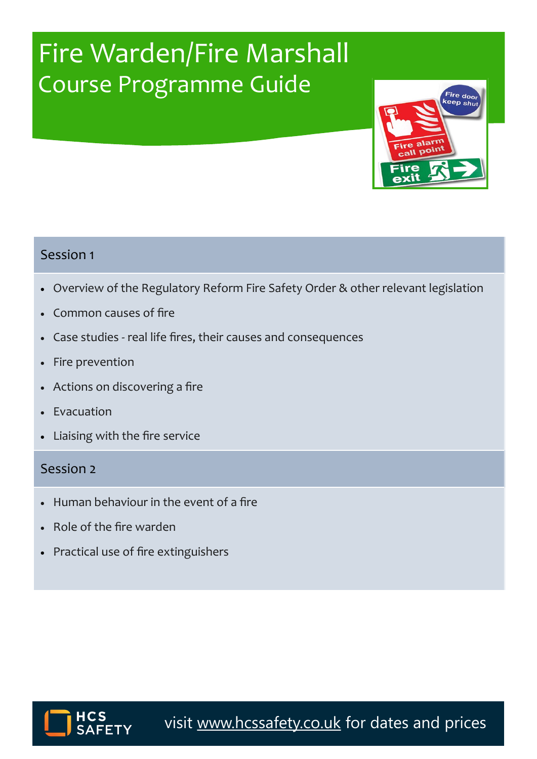# Fire Warden/Fire Marshall

## Course Programme Guide

### Session 1

- Overview of the Regulatory Reform Fire Safety Order & other relevant legislation
- Common causes of fire
- Case studies - real life fires, their causes and consequences
- Fire prevention
- Actions on discovering a fire
- Evacuation
- Liaising with the fire service

### Session 2

- Human behaviour in the event of a fire
- Role of the fire warden
- Practical use of fire extinguishers

HCS SAFETY

visit www.hcssafety.co.uk for dates and prices